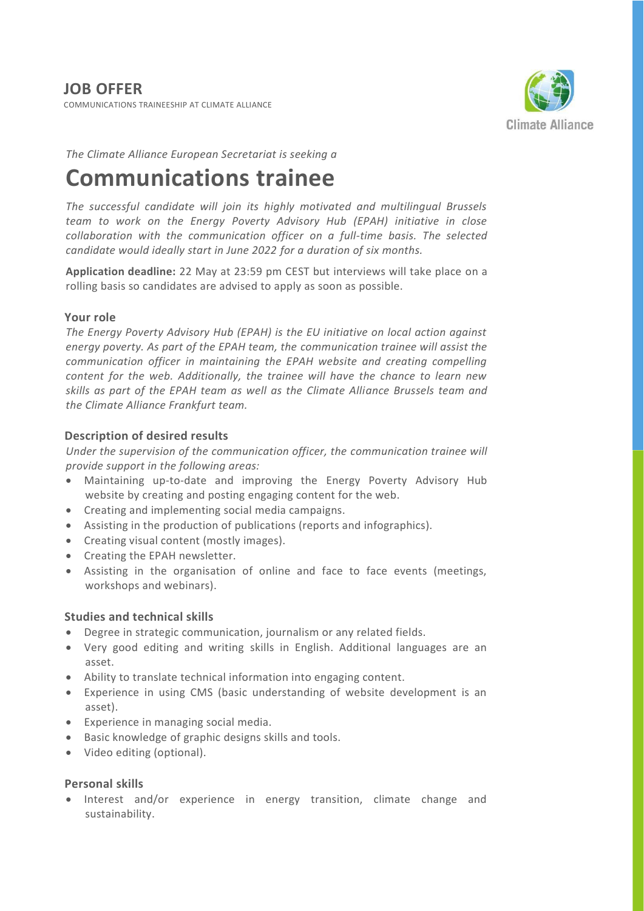# JOB OFFER

COMMUNICATIONS TRAINEESHIP AT CLIMATE ALLIANCE

Climate Alliance

*The Climate Alliance European Secretariat is seeking a*

# Communications trainee

*The successful candidate will join its highly motivated and multilingual Brussels team to work on the Energy Poverty Advisory Hub (EPAH) initiative in close collaboration with the communication officer on a full-time basis. The selected candidate would ideally start in June 2022 for a duration of six months.*

**Application deadline:** 22 May at 23:59 pm CEST but interviews will take place on a rolling basis so candidates are advised to apply as soon as possible.

### Your role

*The Energy Poverty Advisory Hub (EPAH) is the EU initiative on local action against energy poverty. As part of the EPAH team, the communication trainee will assist the communication officer in maintaining the EPAH website and creating compelling content for the web. Additionally, the trainee will have the chance to learn new skills as part of the EPAH team as well as the Climate Alliance Brussels team and the Climate Alliance Frankfurt team.*

### Description of desired results

*Under the supervision of the communication officer, the communication trainee will provide support in the following areas:*

- Maintaining up-to-date and improving the Energy Poverty Advisory Hub website by creating and posting engaging content for the web.
- Creating and implementing social media campaigns.
- Assisting in the production of publications (reports and infographics).
- Creating visual content (mostly images).
- Creating the EPAH newsletter.
- Assisting in the organisation of online and face to face events (meetings, workshops and webinars).

### Studies and technical skills

- Degree in strategic communication, journalism or any related fields.
- Very good editing and writing skills in English. Additional languages are an asset.
- Ability to translate technical information into engaging content.
- Experience in using CMS (basic understanding of website development is an asset).
- Experience in managing social media.
- Basic knowledge of graphic designs skills and tools.
- Video editing (optional).

### Personal skills

- Interest and/or experience in energy transition, climate change and sustainability.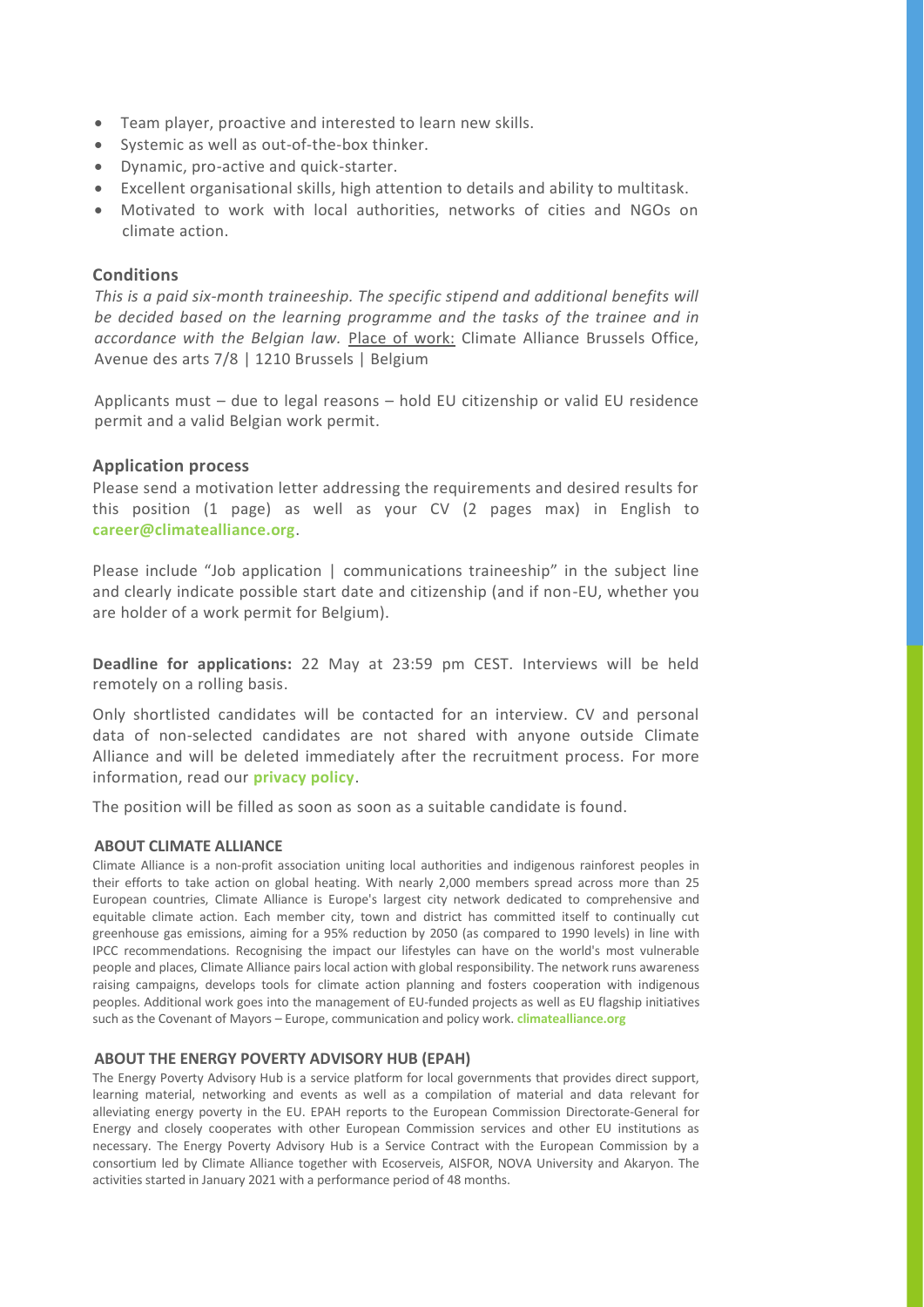- Team player, proactive and interested to learn new skills.
- Systemic as well as out-of-the-box thinker.
- Dynamic, pro-active and quick-starter.
- Excellent organisational skills, high attention to details and ability to multitask.
- Motivated to work with local authorities, networks of cities and NGOs on climate action.

### Conditions

*This is a paid six-month traineeship. The specific stipend and additional benefits will be decided based on the learning programme and the tasks of the trainee and in accordance with the Belgian law.* Place of work: Climate Alliance Brussels Office, Avenue des arts 7/8 | 1210 Brussels | Belgium

Applicants must – due to legal reasons – hold EU citizenship or valid EU residence permit and a valid Belgian work permit.

### Application process

Please send a motivation letter addressing the requirements and desired results for this position (1 page) as well as your CV (2 pages max) in English to **career@climatealliance.org**.

Please include "Job application | communications traineeship" in the subject line and clearly indicate possible start date and citizenship (and if non-EU, whether you are holder of a work permit for Belgium).

**Deadline for applications:** 22 May at 23:59 pm CEST. Interviews will be held remotely on a rolling basis.

Only shortlisted candidates will be contacted for an interview. CV and personal data of non-selected candidates are not shared with anyone outside Climate Alliance and will be deleted immediately after the recruitment process. For more information, read our **privacy policy**.

The position will be filled as soon as soon as a suitable candidate is found.

#### ABOUT CLIMATE ALLIANCE

Climate Alliance is a non-profit association uniting local authorities and indigenous rainforest peoples in their efforts to take action on global heating. With nearly 2,000 members spread across more than 25 European countries, Climate Alliance is Europe's largest city network dedicated to comprehensive and equitable climate action. Each member city, town and district has committed itself to continually cut greenhouse gas emissions, aiming for a 95% reduction by 2050 (as compared to 1990 levels) in line with IPCC recommendations. Recognising the impact our lifestyles can have on the world's most vulnerable people and places, Climate Alliance pairs local action with global responsibility. The network runs awareness raising campaigns, develops tools for climate action planning and fosters cooperation with indigenous peoples. Additional work goes into the management of EU-funded projects as well as EU flagship initiatives such as the Covenant of Mayors – Europe, communication and policy work. **climatealliance.org**

#### ABOUT THE ENERGY POVERTY ADVISORY HUB (EPAH)

The Energy Poverty Advisory Hub is a service platform for local governments that provides direct support, learning material, networking and events as well as a compilation of material and data relevant for alleviating energy poverty in the EU. EPAH reports to the European Commission Directorate-General for Energy and closely cooperates with other European Commission services and other EU institutions as necessary. The Energy Poverty Advisory Hub is a Service Contract with the European Commission by a consortium led by Climate Alliance together with Ecoserveis, AISFOR, NOVA University and Akaryon. The activities started in January 2021 with a performance period of 48 months.